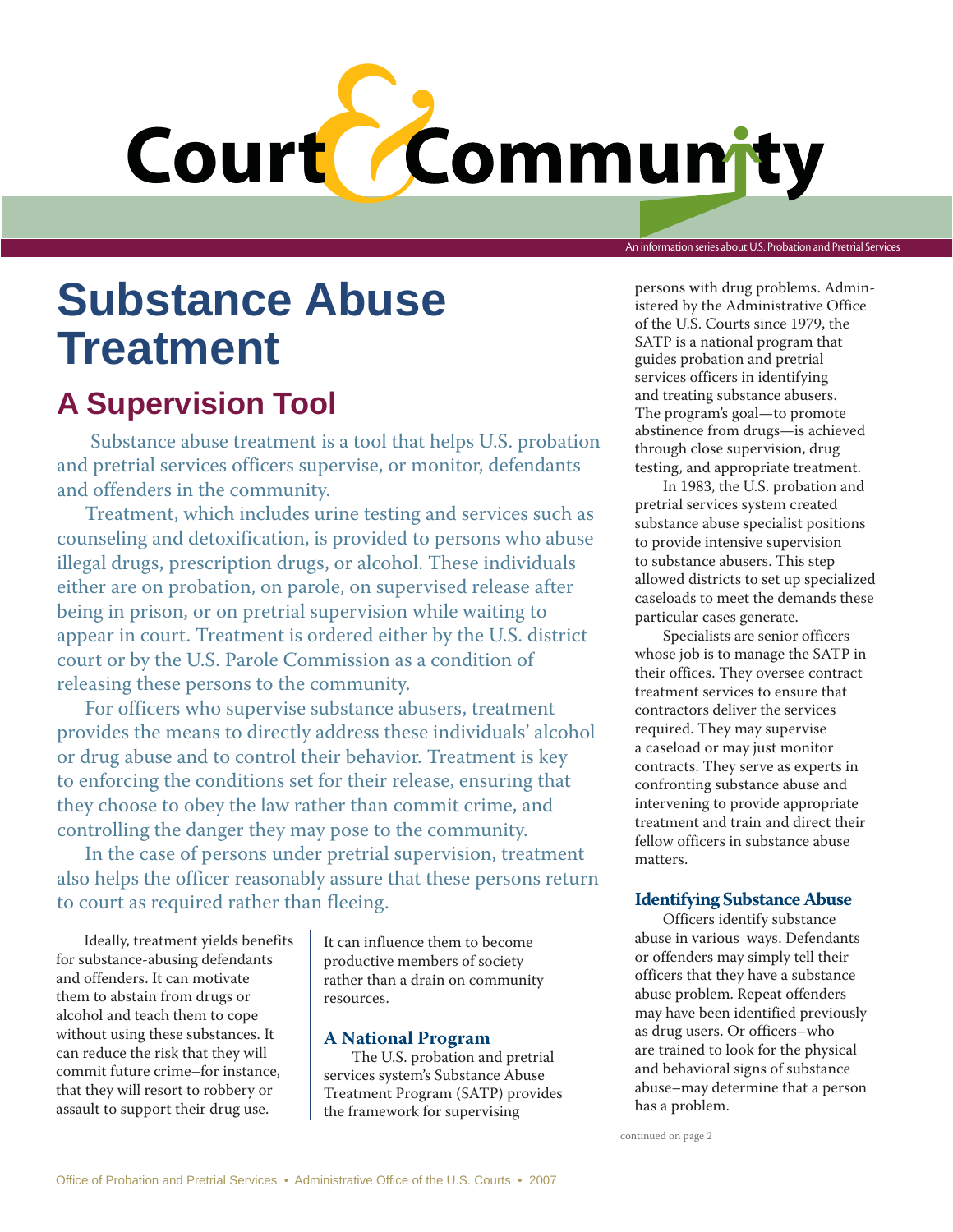# Court & Community

An information series about U.S. Probation and Pretrial Services

# Substance Abuse Treatment

## A Supervision Tool

Substance abuse treatment is a tool that helps U.S. probation and pretrial services officers supervise, or monitor, defendants and offenders in the community.

Treatment, which includes urine testing and services such as counseling and detoxification, is provided to persons who abuse illegal drugs, prescription drugs, or alcohol. These individuals either are on probation, on parole, on supervised release after being in prison, or on pretrial supervision while waiting to appear in court. Treatment is ordered either by the U.S. district court or by the U.S. Parole Commission as a condition of releasing these persons to the community.

For officers who supervise substance abusers, treatment provides the means to directly address these individuals' alcohol or drug abuse and to control their behavior. Treatment is key to enforcing the conditions set for their release, ensuring that they choose to obey the law rather than commit crime, and controlling the danger they may pose to the community.

In the case of persons under pretrial supervision, treatment also helps the officer reasonably assure that these persons return to court as required rather than fleeing.

Ideally, treatment yields benefits for substance-abusing defendants and offenders. It can motivate them to abstain from drugs or alcohol and teach them to cope without using these substances. It can reduce the risk that they will commit future crime–for instance, that they will resort to robbery or assault to support their drug use. It can influence them to become productive members of society rather than a drain on community resources.

### A National Program

The U.S. probation and pretrial services system's Substance Abuse Treatment Program (SATP) provides the framework for supervising persons with drug problems. Administered by the Administrative Office of the U.S. Courts since 1979, the SATP is a national program that guides probation and pretrial services officers in identifying and treating substance abusers. The program's goal—to promote abstinence from drugs—is achieved through close supervision, drug testing, and appropriate treatment.

In 1983, the U.S. probation and pretrial services system created substance abuse specialist positions to provide intensive supervision to substance abusers. This step allowed districts to set up specialized caseloads to meet the demands these particular cases generate.

Specialists are senior officers whose job is to manage the SATP in their offices. They oversee contract treatment services to ensure that contractors deliver the services required. They may supervise a caseload or may just monitor contracts. They serve as experts in confronting substance abuse and intervening to provide appropriate treatment and train and direct their fellow officers in substance abuse matters.

### Identifying Substance Abuse

Officers identify substance abuse in various ways. Defendants or offenders may simply tell their officers that they have a substance abuse problem. Repeat offenders may have been identified previously as drug users. Or officers–who are trained to look for the physical and behavioral signs of substance abuse–may determine that a person has a problem.

continued on page 2

Office of Probation and Pretrial Services • Administrative Office of the U.S. Courts • 2007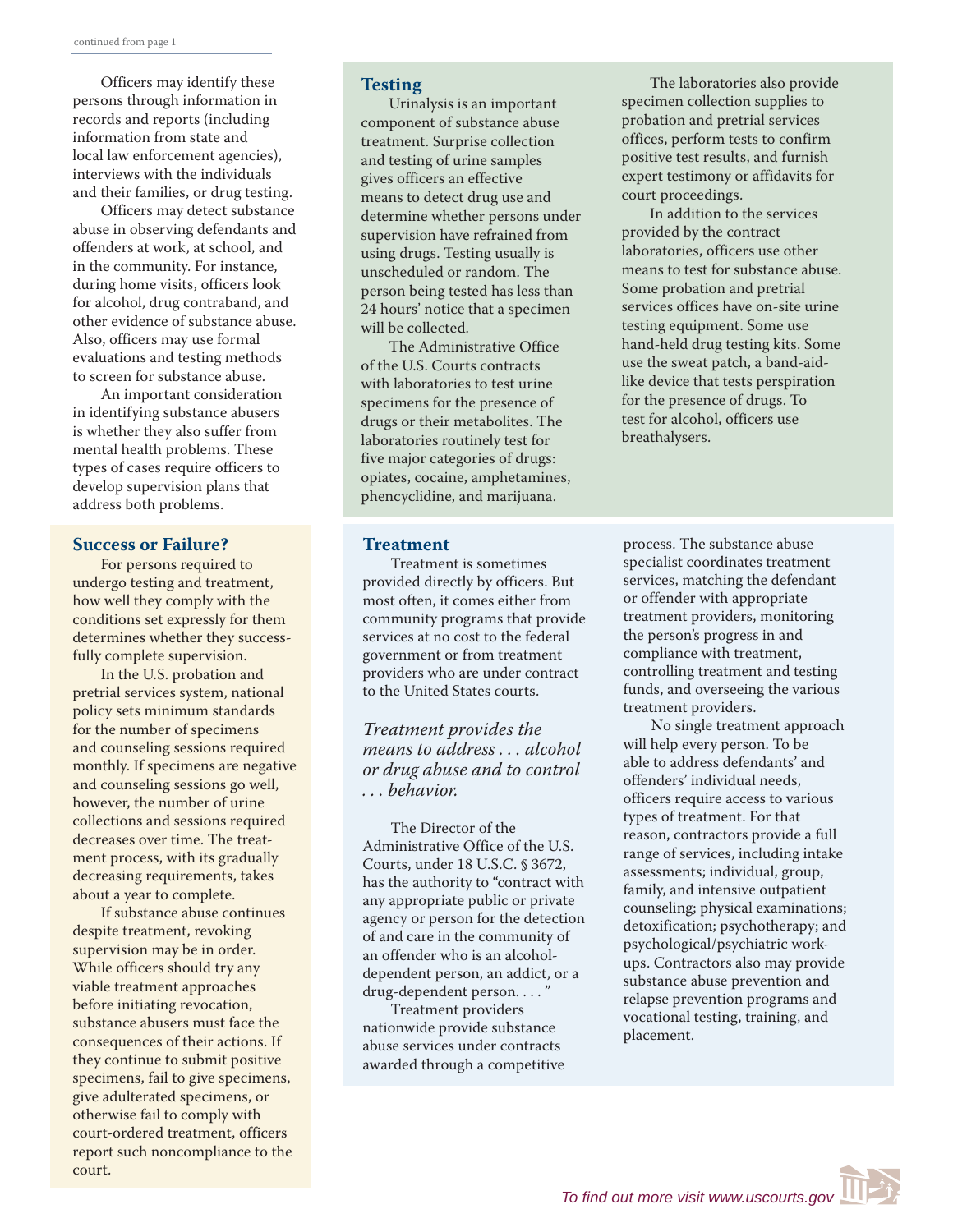continued from page 1

Officers may identify these persons through information in records and reports (including information from state and local law enforcement agencies), interviews with the individuals and their families, or drug testing.

Officers may detect substance abuse in observing defendants and offenders at work, at school, and in the community. For instance, during home visits, officers look for alcohol, drug contraband, and other evidence of substance abuse. Also, officers may use formal evaluations and testing methods to screen for substance abuse.

An important consideration in identifying substance abusers is whether they also suffer from mental health problems. These types of cases require officers to develop supervision plans that address both problems.

## Success or Failure?

For persons required to undergo testing and treatment, how well they comply with the conditions set expressly for them determines whether they successfully complete supervision.

In the U.S. probation and pretrial services system, national policy sets minimum standards for the number of specimens and counseling sessions required monthly. If specimens are negative and counseling sessions go well, however, the number of urine collections and sessions required decreases over time. The treatment process, with its gradually decreasing requirements, takes about a year to complete.

If substance abuse continues despite treatment, revoking supervision may be in order. While officers should try any viable treatment approaches before initiating revocation, substance abusers must face the consequences of their actions. If they continue to submit positive specimens, fail to give specimens, give adulterated specimens, or otherwise fail to comply with court-ordered treatment, officers report such noncompliance to the court.

## Testing

Urinalysis is an important component of substance abuse treatment. Surprise collection and testing of urine samples gives officers an effective means to detect drug use and determine whether persons under supervision have refrained from using drugs. Testing usually is unscheduled or random. The person being tested has less than 24 hours' notice that a specimen will be collected.

The Administrative Office of the U.S. Courts contracts with laboratories to test urine specimens for the presence of drugs or their metabolites. The laboratories routinely test for five major categories of drugs: opiates, cocaine, amphetamines, phencyclidine, and marijuana.

The laboratories also provide specimen collection supplies to probation and pretrial services offices, perform tests to confirm positive test results, and furnish expert testimony or affidavits for court proceedings.

In addition to the services provided by the contract laboratories, officers use other means to test for substance abuse. Some probation and pretrial services offices have on-site urine testing equipment. Some use hand-held drug testing kits. Some use the sweat patch, a band-aid-like device that tests perspiration for the presence of drugs. To test for alcohol, officers use breathalysers.

## Treatment

Treatment is sometimes provided directly by officers. But most often, it comes either from community programs that provide services at no cost to the federal government or from treatment providers who are under contract to the United States courts.

*Treatment provides the means to address . . . alcohol or drug abuse and to control . . . behavior.*

The Director of the Administrative Office of the U.S. Courts, under 18 U.S.C. § 3672, has the authority to "contract with any appropriate public or private agency or person for the detection of and care in the community of an offender who is an alcohol-dependent person, an addict, or a drug-dependent person. . . . "

Treatment providers nationwide provide substance abuse services under contracts awarded through a competitive process. The substance abuse specialist coordinates treatment services, matching the defendant or offender with appropriate treatment providers, monitoring the person's progress in and compliance with treatment, controlling treatment and testing funds, and overseeing the various treatment providers.

No single treatment approach will help every person. To be able to address defendants' and offenders' individual needs, officers require access to various types of treatment. For that reason, contractors provide a full range of services, including intake assessments; individual, group, family, and intensive outpatient counseling; physical examinations; detoxification; psychotherapy; and psychological/psychiatric work-ups. Contractors also may provide substance abuse prevention and relapse prevention programs and vocational testing, training, and placement.

*To find out more visit www.uscourts.gov*